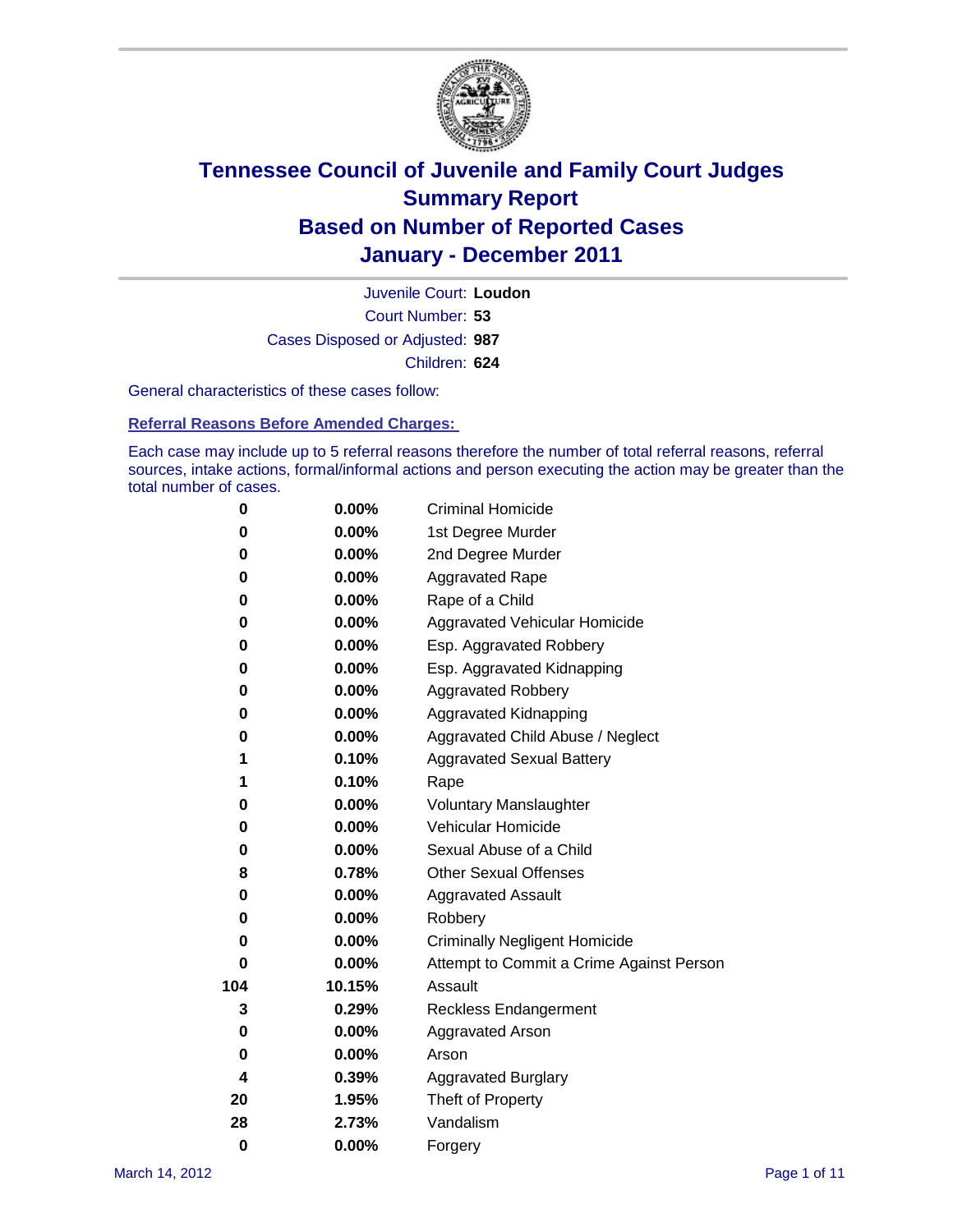# Tennessee Council of Juvenile and Family Court Judges
## Summary Report
## Based on Number of Reported Cases
## January - December 2011

Juvenile Court: **Loudon**
Court Number: **53**
Cases Disposed or Adjusted: **987**
Children: **624**

General characteristics of these cases follow:

### Referral Reasons Before Amended Charges:

Each case may include up to 5 referral reasons therefore the number of total referral reasons, referral sources, intake actions, formal/informal actions and person executing the action may be greater than the total number of cases.

| | | |
|---|---|---|
| 0 | 0.00% | Criminal Homicide |
| 0 | 0.00% | 1st Degree Murder |
| 0 | 0.00% | 2nd Degree Murder |
| 0 | 0.00% | Aggravated Rape |
| 0 | 0.00% | Rape of a Child |
| 0 | 0.00% | Aggravated Vehicular Homicide |
| 0 | 0.00% | Esp. Aggravated Robbery |
| 0 | 0.00% | Esp. Aggravated Kidnapping |
| 0 | 0.00% | Aggravated Robbery |
| 0 | 0.00% | Aggravated Kidnapping |
| 0 | 0.00% | Aggravated Child Abuse / Neglect |
| 1 | 0.10% | Aggravated Sexual Battery |
| 1 | 0.10% | Rape |
| 0 | 0.00% | Voluntary Manslaughter |
| 0 | 0.00% | Vehicular Homicide |
| 0 | 0.00% | Sexual Abuse of a Child |
| 8 | 0.78% | Other Sexual Offenses |
| 0 | 0.00% | Aggravated Assault |
| 0 | 0.00% | Robbery |
| 0 | 0.00% | Criminally Negligent Homicide |
| 0 | 0.00% | Attempt to Commit a Crime Against Person |
| 104 | 10.15% | Assault |
| 3 | 0.29% | Reckless Endangerment |
| 0 | 0.00% | Aggravated Arson |
| 0 | 0.00% | Arson |
| 4 | 0.39% | Aggravated Burglary |
| 20 | 1.95% | Theft of Property |
| 28 | 2.73% | Vandalism |
| 0 | 0.00% | Forgery |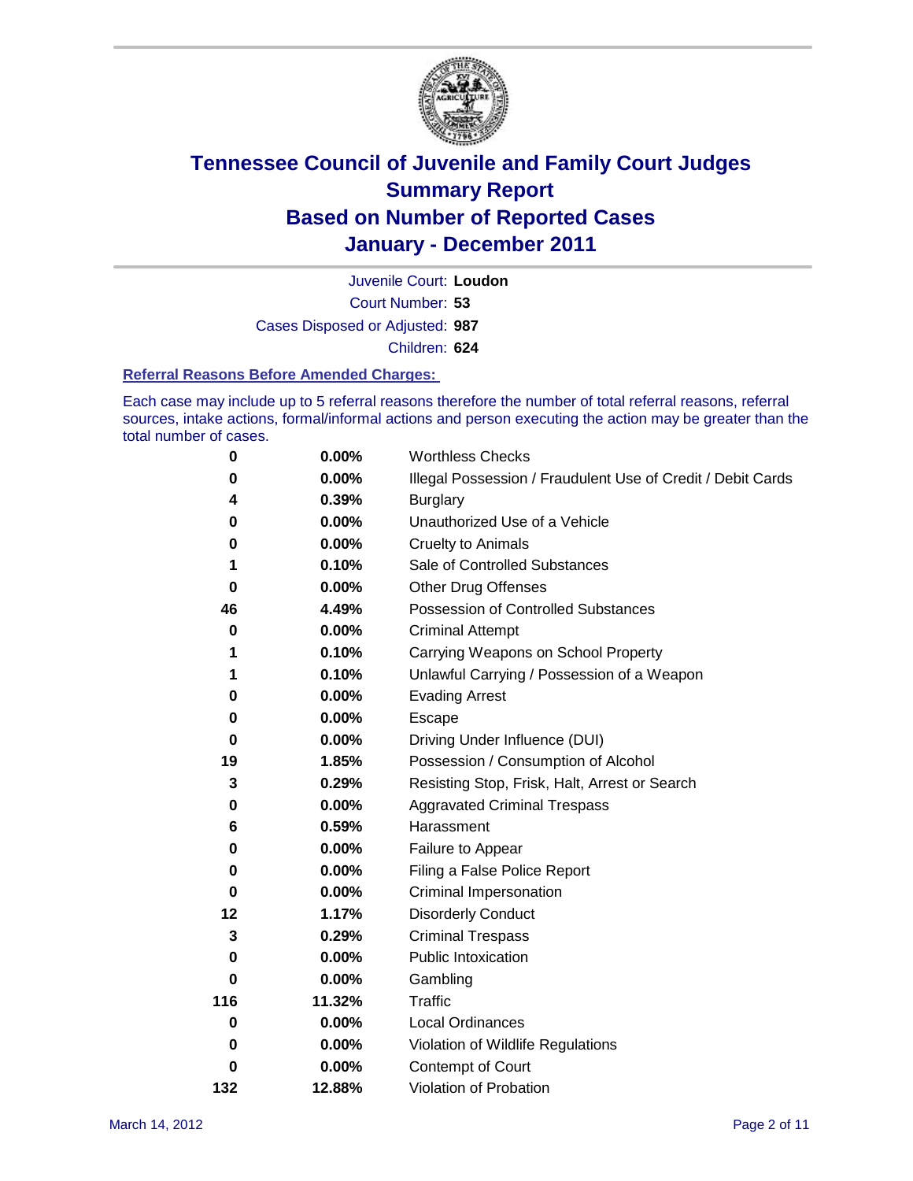# Tennessee Council of Juvenile and Family Court Judges
## Summary Report
## Based on Number of Reported Cases
## January - December 2011

Juvenile Court: **Loudon**
Court Number: **53**
Cases Disposed or Adjusted: **987**
Children: **624**

### Referral Reasons Before Amended Charges:

Each case may include up to 5 referral reasons therefore the number of total referral reasons, referral sources, intake actions, formal/informal actions and person executing the action may be greater than the total number of cases.

| | | |
|---|---|---|
| 0 | 0.00% | Worthless Checks |
| 0 | 0.00% | Illegal Possession / Fraudulent Use of Credit / Debit Cards |
| 4 | 0.39% | Burglary |
| 0 | 0.00% | Unauthorized Use of a Vehicle |
| 0 | 0.00% | Cruelty to Animals |
| 1 | 0.10% | Sale of Controlled Substances |
| 0 | 0.00% | Other Drug Offenses |
| 46 | 4.49% | Possession of Controlled Substances |
| 0 | 0.00% | Criminal Attempt |
| 1 | 0.10% | Carrying Weapons on School Property |
| 1 | 0.10% | Unlawful Carrying / Possession of a Weapon |
| 0 | 0.00% | Evading Arrest |
| 0 | 0.00% | Escape |
| 0 | 0.00% | Driving Under Influence (DUI) |
| 19 | 1.85% | Possession / Consumption of Alcohol |
| 3 | 0.29% | Resisting Stop, Frisk, Halt, Arrest or Search |
| 0 | 0.00% | Aggravated Criminal Trespass |
| 6 | 0.59% | Harassment |
| 0 | 0.00% | Failure to Appear |
| 0 | 0.00% | Filing a False Police Report |
| 0 | 0.00% | Criminal Impersonation |
| 12 | 1.17% | Disorderly Conduct |
| 3 | 0.29% | Criminal Trespass |
| 0 | 0.00% | Public Intoxication |
| 0 | 0.00% | Gambling |
| 116 | 11.32% | Traffic |
| 0 | 0.00% | Local Ordinances |
| 0 | 0.00% | Violation of Wildlife Regulations |
| 0 | 0.00% | Contempt of Court |
| 132 | 12.88% | Violation of Probation |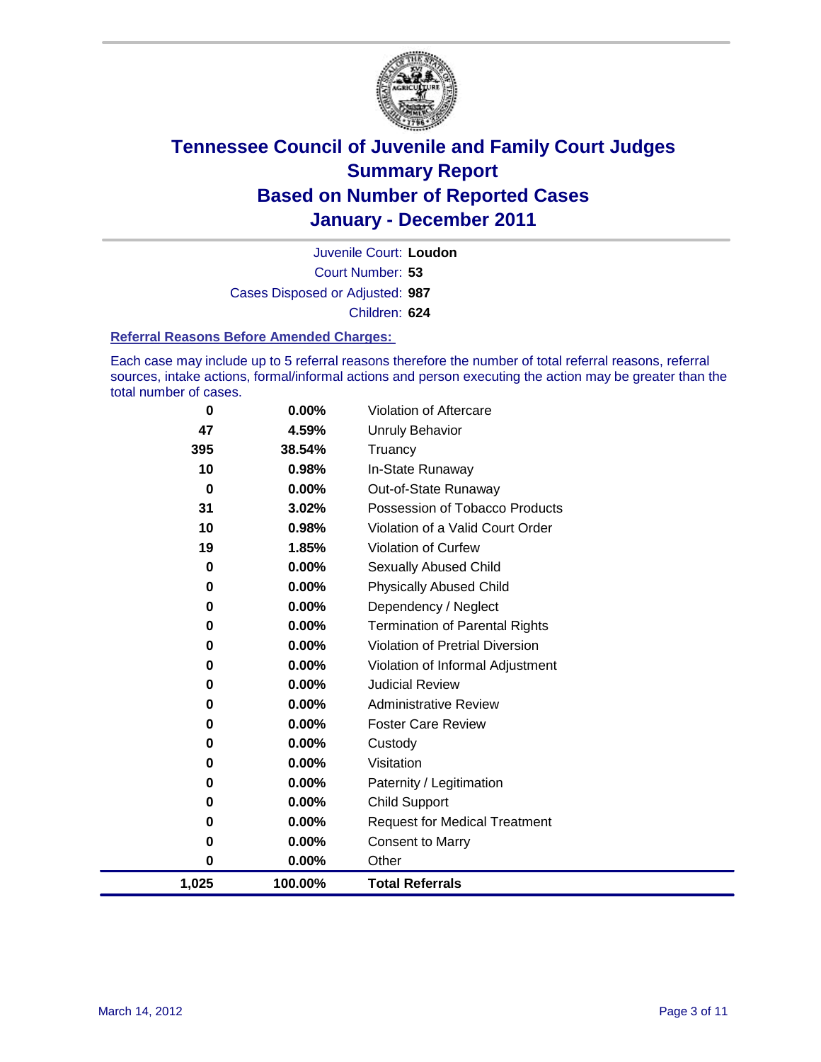# Tennessee Council of Juvenile and Family Court Judges
## Summary Report
## Based on Number of Reported Cases
## January - December 2011

Juvenile Court: **Loudon**

Court Number: **53**

Cases Disposed or Adjusted: **987**

Children: **624**

### Referral Reasons Before Amended Charges:

Each case may include up to 5 referral reasons therefore the number of total referral reasons, referral sources, intake actions, formal/informal actions and person executing the action may be greater than the total number of cases.

| Count | Percent | Referral Reason |
|---|---|---|
| 0 | 0.00% | Violation of Aftercare |
| 47 | 4.59% | Unruly Behavior |
| 395 | 38.54% | Truancy |
| 10 | 0.98% | In-State Runaway |
| 0 | 0.00% | Out-of-State Runaway |
| 31 | 3.02% | Possession of Tobacco Products |
| 10 | 0.98% | Violation of a Valid Court Order |
| 19 | 1.85% | Violation of Curfew |
| 0 | 0.00% | Sexually Abused Child |
| 0 | 0.00% | Physically Abused Child |
| 0 | 0.00% | Dependency / Neglect |
| 0 | 0.00% | Termination of Parental Rights |
| 0 | 0.00% | Violation of Pretrial Diversion |
| 0 | 0.00% | Violation of Informal Adjustment |
| 0 | 0.00% | Judicial Review |
| 0 | 0.00% | Administrative Review |
| 0 | 0.00% | Foster Care Review |
| 0 | 0.00% | Custody |
| 0 | 0.00% | Visitation |
| 0 | 0.00% | Paternity / Legitimation |
| 0 | 0.00% | Child Support |
| 0 | 0.00% | Request for Medical Treatment |
| 0 | 0.00% | Consent to Marry |
| 0 | 0.00% | Other |
| **1,025** | **100.00%** | **Total Referrals** |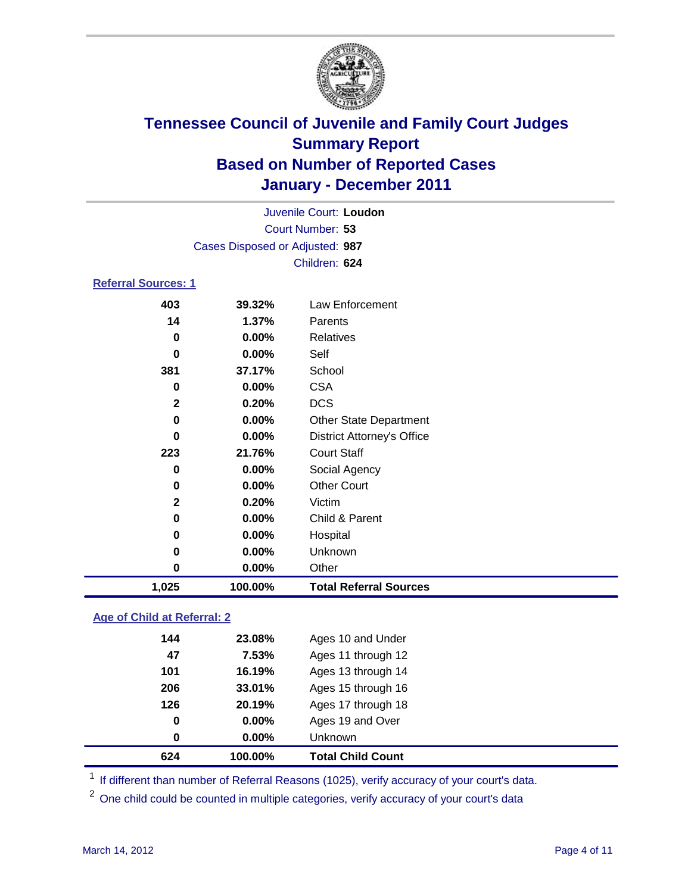# Tennessee Council of Juvenile and Family Court Judges
## Summary Report
## Based on Number of Reported Cases
## January - December 2011

Juvenile Court: **Loudon**
Court Number: **53**
Cases Disposed or Adjusted: **987**
Children: **624**

### Referral Sources: 1

| | | |
|---|---|---|
| 403 | 39.32% | Law Enforcement |
| 14 | 1.37% | Parents |
| 0 | 0.00% | Relatives |
| 0 | 0.00% | Self |
| 381 | 37.17% | School |
| 0 | 0.00% | CSA |
| 2 | 0.20% | DCS |
| 0 | 0.00% | Other State Department |
| 0 | 0.00% | District Attorney's Office |
| 223 | 21.76% | Court Staff |
| 0 | 0.00% | Social Agency |
| 0 | 0.00% | Other Court |
| 2 | 0.20% | Victim |
| 0 | 0.00% | Child & Parent |
| 0 | 0.00% | Hospital |
| 0 | 0.00% | Unknown |
| 0 | 0.00% | Other |
| **1,025** | **100.00%** | **Total Referral Sources** |

### Age of Child at Referral: 2

| | | |
|---|---|---|
| 144 | 23.08% | Ages 10 and Under |
| 47 | 7.53% | Ages 11 through 12 |
| 101 | 16.19% | Ages 13 through 14 |
| 206 | 33.01% | Ages 15 through 16 |
| 126 | 20.19% | Ages 17 through 18 |
| 0 | 0.00% | Ages 19 and Over |
| 0 | 0.00% | Unknown |
| **624** | **100.00%** | **Total Child Count** |

[1] If different than number of Referral Reasons (1025), verify accuracy of your court's data.

[2] One child could be counted in multiple categories, verify accuracy of your court's data

March 14, 2012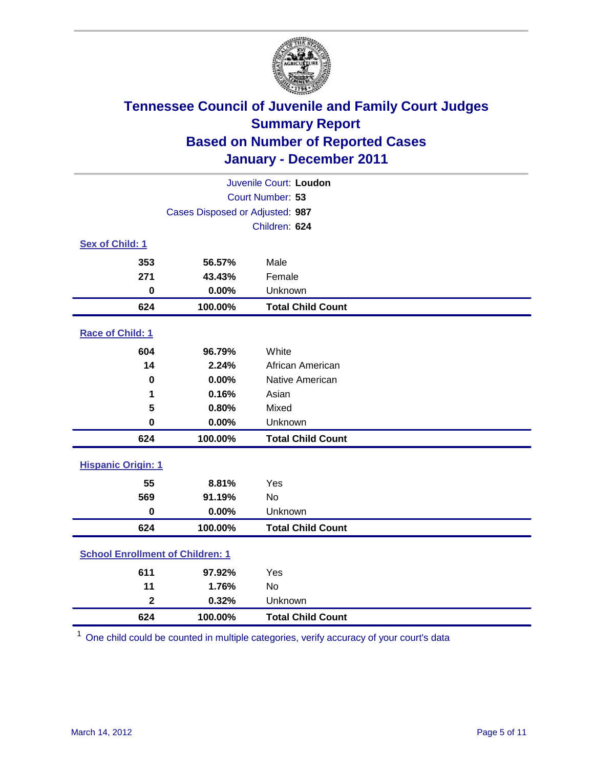# Tennessee Council of Juvenile and Family Court Judges
## Summary Report
## Based on Number of Reported Cases
## January - December 2011

Juvenile Court: **Loudon**
Court Number: **53**
Cases Disposed or Adjusted: **987**
Children: **624**

### Sex of Child: 1

| Count | Percent | Category |
|---|---|---|
| 353 | 56.57% | Male |
| 271 | 43.43% | Female |
| 0 | 0.00% | Unknown |
| **624** | **100.00%** | **Total Child Count** |

### Race of Child: 1

| Count | Percent | Category |
|---|---|---|
| 604 | 96.79% | White |
| 14 | 2.24% | African American |
| 0 | 0.00% | Native American |
| 1 | 0.16% | Asian |
| 5 | 0.80% | Mixed |
| 0 | 0.00% | Unknown |
| **624** | **100.00%** | **Total Child Count** |

### Hispanic Origin: 1

| Count | Percent | Category |
|---|---|---|
| 55 | 8.81% | Yes |
| 569 | 91.19% | No |
| 0 | 0.00% | Unknown |
| **624** | **100.00%** | **Total Child Count** |

### School Enrollment of Children: 1

| Count | Percent | Category |
|---|---|---|
| 611 | 97.92% | Yes |
| 11 | 1.76% | No |
| 2 | 0.32% | Unknown |
| **624** | **100.00%** | **Total Child Count** |

[1] One child could be counted in multiple categories, verify accuracy of your court's data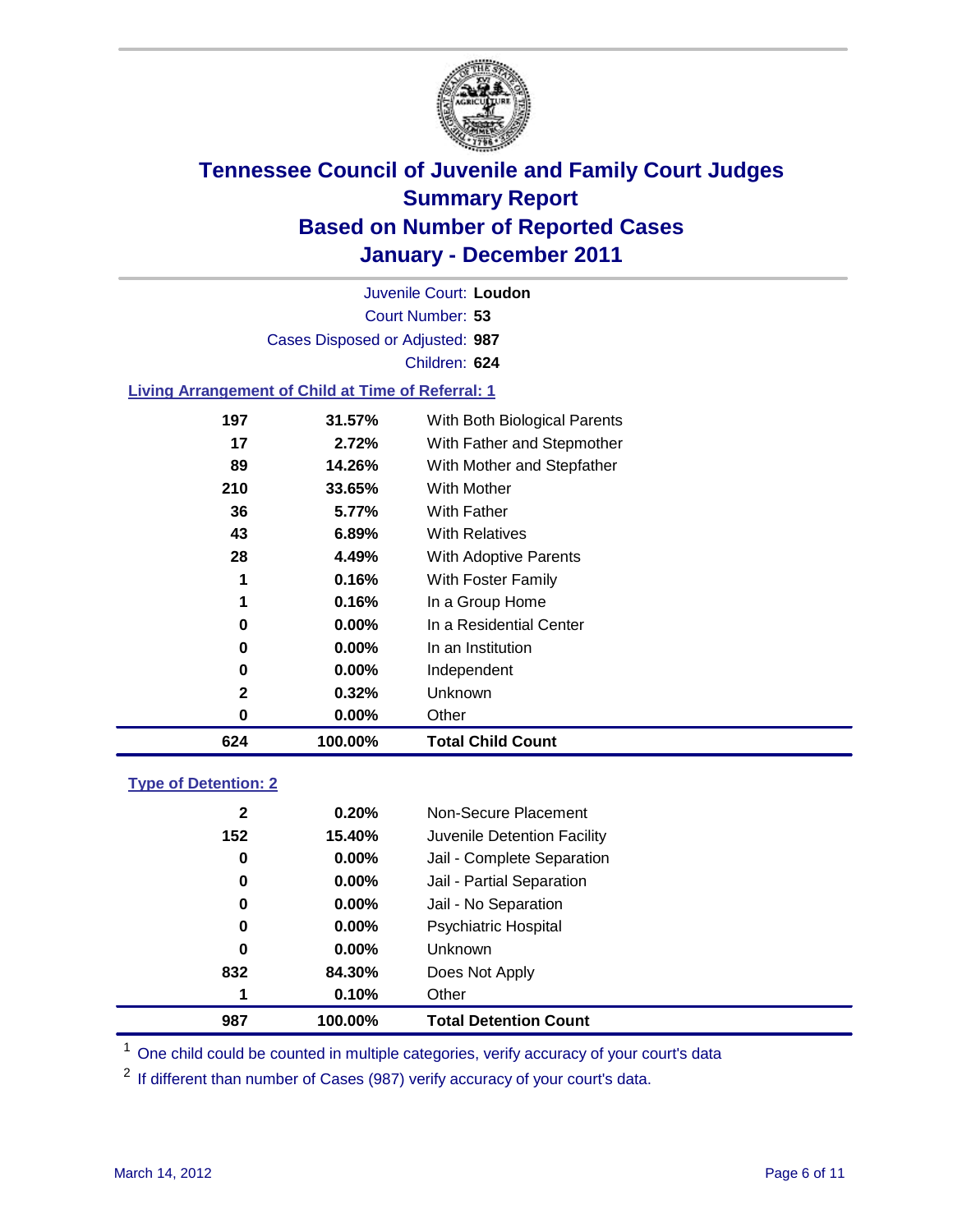# Tennessee Council of Juvenile and Family Court Judges
## Summary Report
## Based on Number of Reported Cases
## January - December 2011

Juvenile Court: **Loudon**

Court Number: **53**

Cases Disposed or Adjusted: **987**

Children: **624**

### Living Arrangement of Child at Time of Referral: 1

| | | |
|---|---|---|
| 197 | 31.57% | With Both Biological Parents |
| 17 | 2.72% | With Father and Stepmother |
| 89 | 14.26% | With Mother and Stepfather |
| 210 | 33.65% | With Mother |
| 36 | 5.77% | With Father |
| 43 | 6.89% | With Relatives |
| 28 | 4.49% | With Adoptive Parents |
| 1 | 0.16% | With Foster Family |
| 1 | 0.16% | In a Group Home |
| 0 | 0.00% | In a Residential Center |
| 0 | 0.00% | In an Institution |
| 0 | 0.00% | Independent |
| 2 | 0.32% | Unknown |
| 0 | 0.00% | Other |
| **624** | **100.00%** | **Total Child Count** |

### Type of Detention: 2

| | | |
|---|---|---|
| 2 | 0.20% | Non-Secure Placement |
| 152 | 15.40% | Juvenile Detention Facility |
| 0 | 0.00% | Jail - Complete Separation |
| 0 | 0.00% | Jail - Partial Separation |
| 0 | 0.00% | Jail - No Separation |
| 0 | 0.00% | Psychiatric Hospital |
| 0 | 0.00% | Unknown |
| 832 | 84.30% | Does Not Apply |
| 1 | 0.10% | Other |
| **987** | **100.00%** | **Total Detention Count** |

[1] One child could be counted in multiple categories, verify accuracy of your court's data

[2] If different than number of Cases (987) verify accuracy of your court's data.

March 14, 2012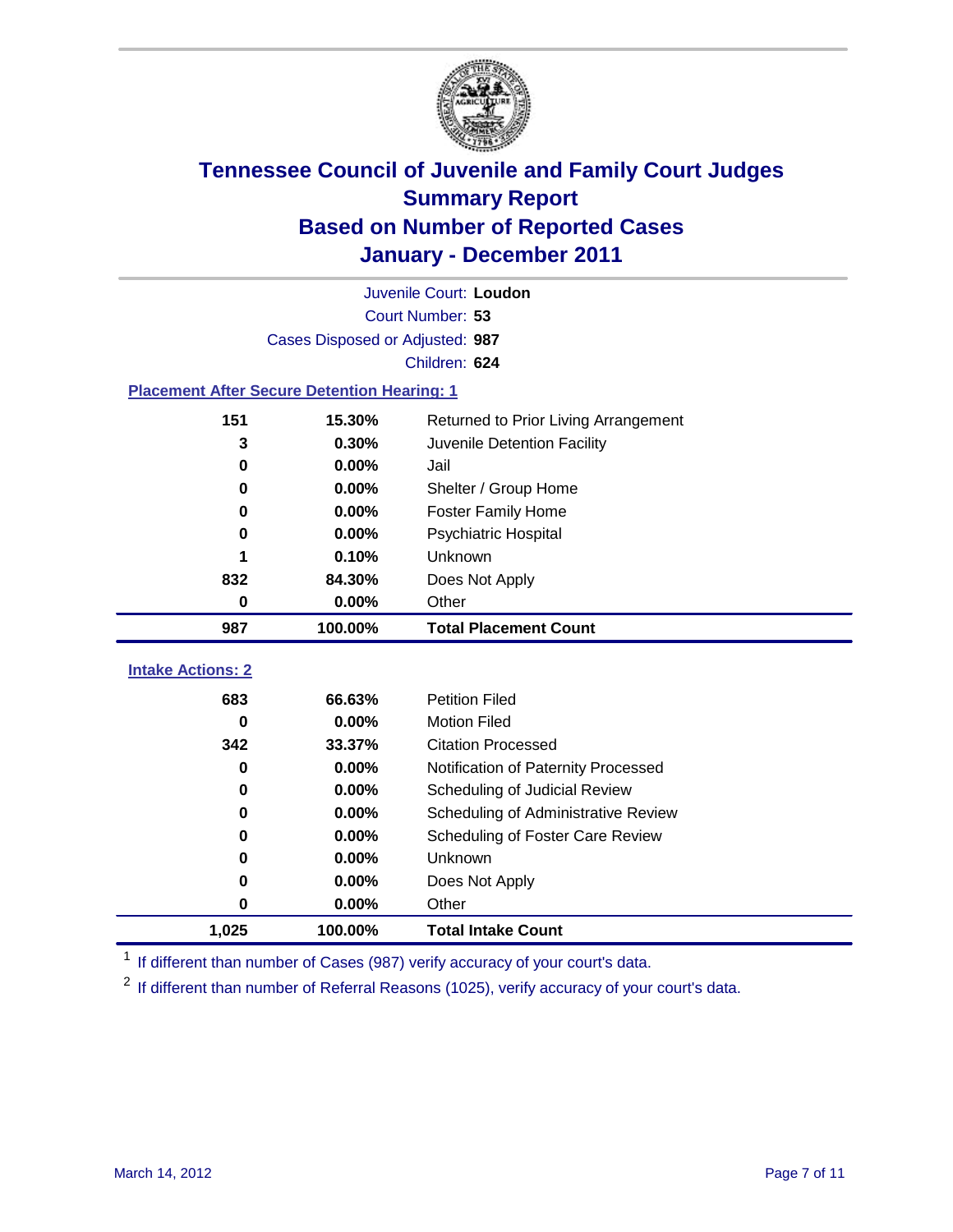# Tennessee Council of Juvenile and Family Court Judges
## Summary Report
## Based on Number of Reported Cases
## January - December 2011

Juvenile Court: **Loudon**
Court Number: **53**
Cases Disposed or Adjusted: **987**
Children: **624**

### Placement After Secure Detention Hearing: 1

| | | |
|---|---|---|
| 151 | 15.30% | Returned to Prior Living Arrangement |
| 3 | 0.30% | Juvenile Detention Facility |
| 0 | 0.00% | Jail |
| 0 | 0.00% | Shelter / Group Home |
| 0 | 0.00% | Foster Family Home |
| 0 | 0.00% | Psychiatric Hospital |
| 1 | 0.10% | Unknown |
| 832 | 84.30% | Does Not Apply |
| 0 | 0.00% | Other |
| **987** | **100.00%** | **Total Placement Count** |

### Intake Actions: 2

| | | |
|---|---|---|
| 683 | 66.63% | Petition Filed |
| 0 | 0.00% | Motion Filed |
| 342 | 33.37% | Citation Processed |
| 0 | 0.00% | Notification of Paternity Processed |
| 0 | 0.00% | Scheduling of Judicial Review |
| 0 | 0.00% | Scheduling of Administrative Review |
| 0 | 0.00% | Scheduling of Foster Care Review |
| 0 | 0.00% | Unknown |
| 0 | 0.00% | Does Not Apply |
| 0 | 0.00% | Other |
| **1,025** | **100.00%** | **Total Intake Count** |

[1] If different than number of Cases (987) verify accuracy of your court's data.

[2] If different than number of Referral Reasons (1025), verify accuracy of your court's data.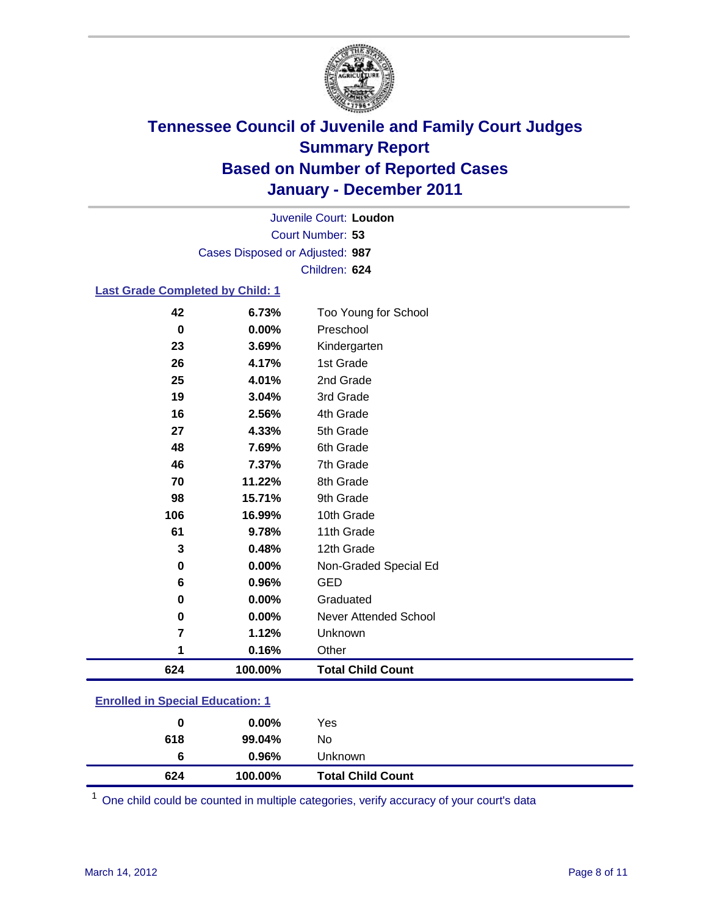# Tennessee Council of Juvenile and Family Court Judges
## Summary Report
## Based on Number of Reported Cases
## January - December 2011

Juvenile Court: **Loudon**

Court Number: **53**

Cases Disposed or Adjusted: **987**

Children: **624**

### Last Grade Completed by Child: 1

| Count | Percent | Category |
|---|---|---|
| 42 | 6.73% | Too Young for School |
| 0 | 0.00% | Preschool |
| 23 | 3.69% | Kindergarten |
| 26 | 4.17% | 1st Grade |
| 25 | 4.01% | 2nd Grade |
| 19 | 3.04% | 3rd Grade |
| 16 | 2.56% | 4th Grade |
| 27 | 4.33% | 5th Grade |
| 48 | 7.69% | 6th Grade |
| 46 | 7.37% | 7th Grade |
| 70 | 11.22% | 8th Grade |
| 98 | 15.71% | 9th Grade |
| 106 | 16.99% | 10th Grade |
| 61 | 9.78% | 11th Grade |
| 3 | 0.48% | 12th Grade |
| 0 | 0.00% | Non-Graded Special Ed |
| 6 | 0.96% | GED |
| 0 | 0.00% | Graduated |
| 0 | 0.00% | Never Attended School |
| 7 | 1.12% | Unknown |
| 1 | 0.16% | Other |
| **624** | **100.00%** | **Total Child Count** |

### Enrolled in Special Education: 1

| Count | Percent | Category |
|---|---|---|
| 0 | 0.00% | Yes |
| 618 | 99.04% | No |
| 6 | 0.96% | Unknown |
| **624** | **100.00%** | **Total Child Count** |

[1] One child could be counted in multiple categories, verify accuracy of your court's data

March 14, 2012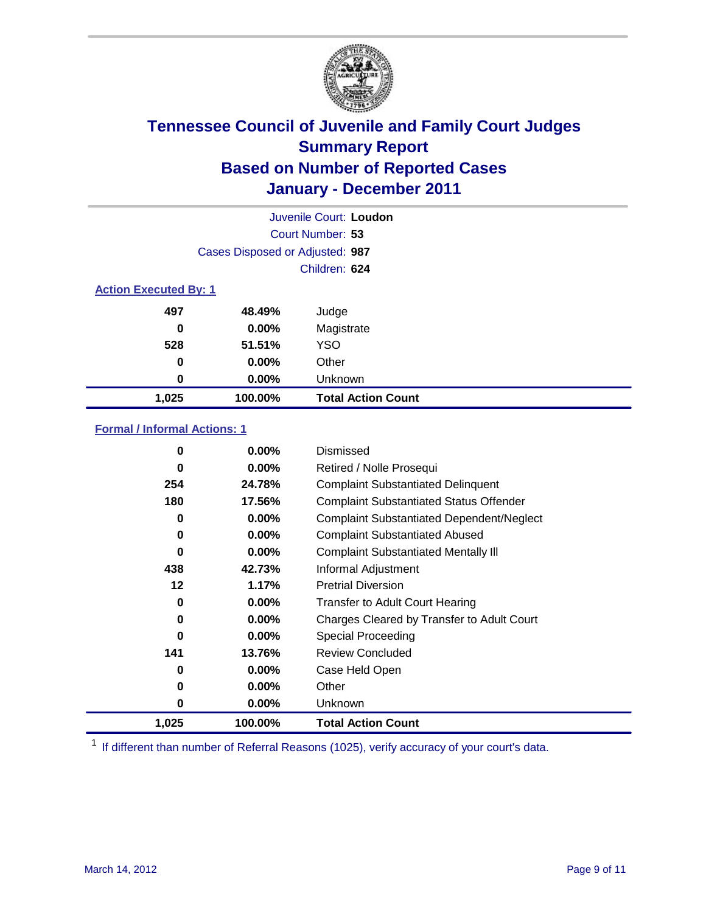# Tennessee Council of Juvenile and Family Court Judges
## Summary Report
## Based on Number of Reported Cases
## January - December 2011

Juvenile Court: **Loudon**

Court Number: **53**

Cases Disposed or Adjusted: **987**

Children: **624**

### Action Executed By: 1

| | | |
|---|---|---|
| 497 | 48.49% | Judge |
| 0 | 0.00% | Magistrate |
| 528 | 51.51% | YSO |
| 0 | 0.00% | Other |
| 0 | 0.00% | Unknown |
| **1,025** | **100.00%** | **Total Action Count** |

### Formal / Informal Actions: 1

| | | |
|---|---|---|
| 0 | 0.00% | Dismissed |
| 0 | 0.00% | Retired / Nolle Prosequi |
| 254 | 24.78% | Complaint Substantiated Delinquent |
| 180 | 17.56% | Complaint Substantiated Status Offender |
| 0 | 0.00% | Complaint Substantiated Dependent/Neglect |
| 0 | 0.00% | Complaint Substantiated Abused |
| 0 | 0.00% | Complaint Substantiated Mentally Ill |
| 438 | 42.73% | Informal Adjustment |
| 12 | 1.17% | Pretrial Diversion |
| 0 | 0.00% | Transfer to Adult Court Hearing |
| 0 | 0.00% | Charges Cleared by Transfer to Adult Court |
| 0 | 0.00% | Special Proceeding |
| 141 | 13.76% | Review Concluded |
| 0 | 0.00% | Case Held Open |
| 0 | 0.00% | Other |
| 0 | 0.00% | Unknown |
| **1,025** | **100.00%** | **Total Action Count** |

[1] If different than number of Referral Reasons (1025), verify accuracy of your court's data.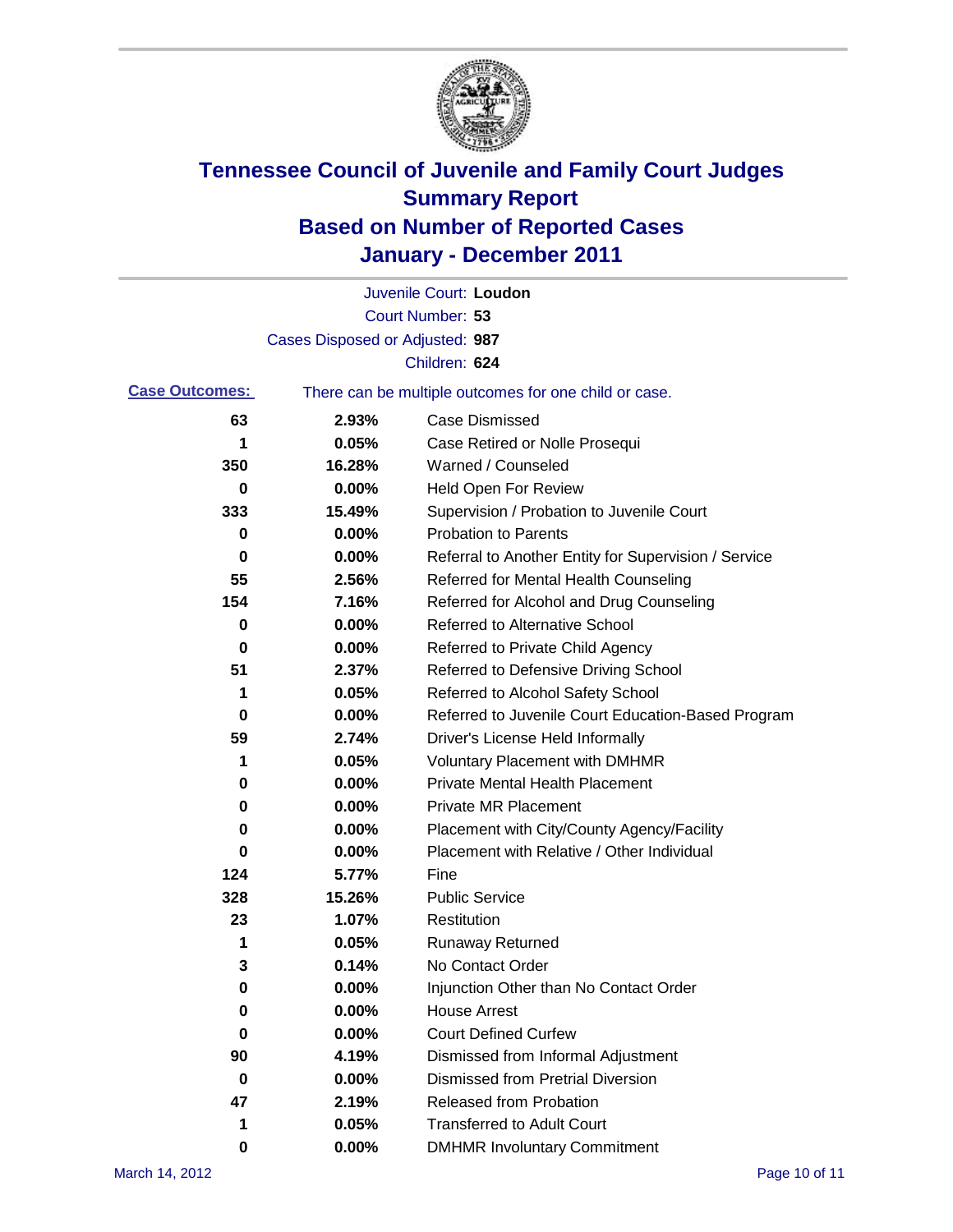# Tennessee Council of Juvenile and Family Court Judges
# Summary Report
# Based on Number of Reported Cases
# January - December 2011

Juvenile Court: **Loudon**
Court Number: **53**
Cases Disposed or Adjusted: **987**
Children: **624**

**Case Outcomes:** There can be multiple outcomes for one child or case.

| Count | Percent | Outcome |
|---|---|---|
| 63 | 2.93% | Case Dismissed |
| 1 | 0.05% | Case Retired or Nolle Prosequi |
| 350 | 16.28% | Warned / Counseled |
| 0 | 0.00% | Held Open For Review |
| 333 | 15.49% | Supervision / Probation to Juvenile Court |
| 0 | 0.00% | Probation to Parents |
| 0 | 0.00% | Referral to Another Entity for Supervision / Service |
| 55 | 2.56% | Referred for Mental Health Counseling |
| 154 | 7.16% | Referred for Alcohol and Drug Counseling |
| 0 | 0.00% | Referred to Alternative School |
| 0 | 0.00% | Referred to Private Child Agency |
| 51 | 2.37% | Referred to Defensive Driving School |
| 1 | 0.05% | Referred to Alcohol Safety School |
| 0 | 0.00% | Referred to Juvenile Court Education-Based Program |
| 59 | 2.74% | Driver's License Held Informally |
| 1 | 0.05% | Voluntary Placement with DMHMR |
| 0 | 0.00% | Private Mental Health Placement |
| 0 | 0.00% | Private MR Placement |
| 0 | 0.00% | Placement with City/County Agency/Facility |
| 0 | 0.00% | Placement with Relative / Other Individual |
| 124 | 5.77% | Fine |
| 328 | 15.26% | Public Service |
| 23 | 1.07% | Restitution |
| 1 | 0.05% | Runaway Returned |
| 3 | 0.14% | No Contact Order |
| 0 | 0.00% | Injunction Other than No Contact Order |
| 0 | 0.00% | House Arrest |
| 0 | 0.00% | Court Defined Curfew |
| 90 | 4.19% | Dismissed from Informal Adjustment |
| 0 | 0.00% | Dismissed from Pretrial Diversion |
| 47 | 2.19% | Released from Probation |
| 1 | 0.05% | Transferred to Adult Court |
| 0 | 0.00% | DMHMR Involuntary Commitment |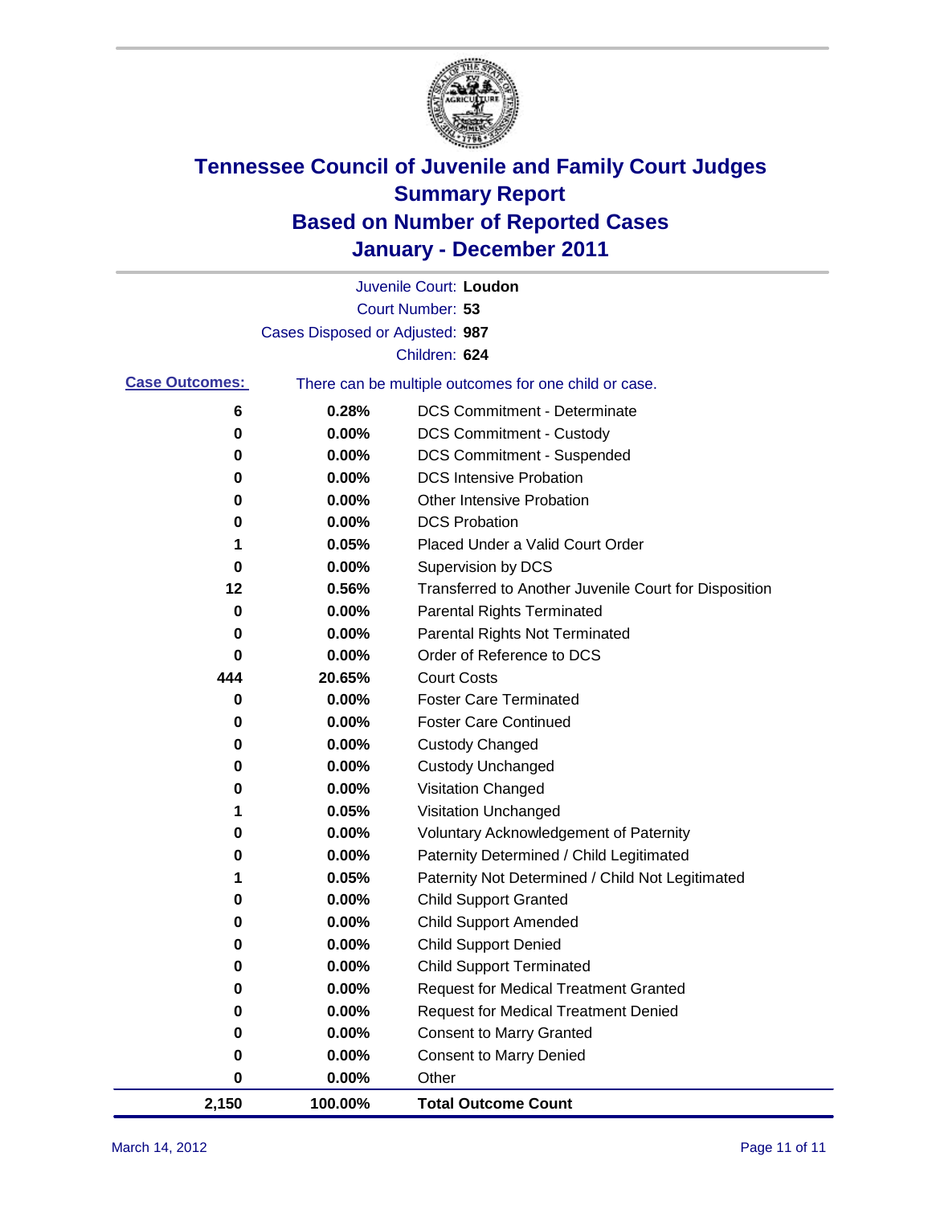# Tennessee Council of Juvenile and Family Court Judges
## Summary Report
## Based on Number of Reported Cases
## January - December 2011

Juvenile Court: **Loudon**

Court Number: **53**

Cases Disposed or Adjusted: **987**

Children: **624**

**Case Outcomes:** There can be multiple outcomes for one child or case.

| | | |
|---|---|---|
| 6 | 0.28% | DCS Commitment - Determinate |
| 0 | 0.00% | DCS Commitment - Custody |
| 0 | 0.00% | DCS Commitment - Suspended |
| 0 | 0.00% | DCS Intensive Probation |
| 0 | 0.00% | Other Intensive Probation |
| 0 | 0.00% | DCS Probation |
| 1 | 0.05% | Placed Under a Valid Court Order |
| 0 | 0.00% | Supervision by DCS |
| 12 | 0.56% | Transferred to Another Juvenile Court for Disposition |
| 0 | 0.00% | Parental Rights Terminated |
| 0 | 0.00% | Parental Rights Not Terminated |
| 0 | 0.00% | Order of Reference to DCS |
| 444 | 20.65% | Court Costs |
| 0 | 0.00% | Foster Care Terminated |
| 0 | 0.00% | Foster Care Continued |
| 0 | 0.00% | Custody Changed |
| 0 | 0.00% | Custody Unchanged |
| 0 | 0.00% | Visitation Changed |
| 1 | 0.05% | Visitation Unchanged |
| 0 | 0.00% | Voluntary Acknowledgement of Paternity |
| 0 | 0.00% | Paternity Determined / Child Legitimated |
| 1 | 0.05% | Paternity Not Determined / Child Not Legitimated |
| 0 | 0.00% | Child Support Granted |
| 0 | 0.00% | Child Support Amended |
| 0 | 0.00% | Child Support Denied |
| 0 | 0.00% | Child Support Terminated |
| 0 | 0.00% | Request for Medical Treatment Granted |
| 0 | 0.00% | Request for Medical Treatment Denied |
| 0 | 0.00% | Consent to Marry Granted |
| 0 | 0.00% | Consent to Marry Denied |
| 0 | 0.00% | Other |
| **2,150** | **100.00%** | **Total Outcome Count** |

March 14, 2012